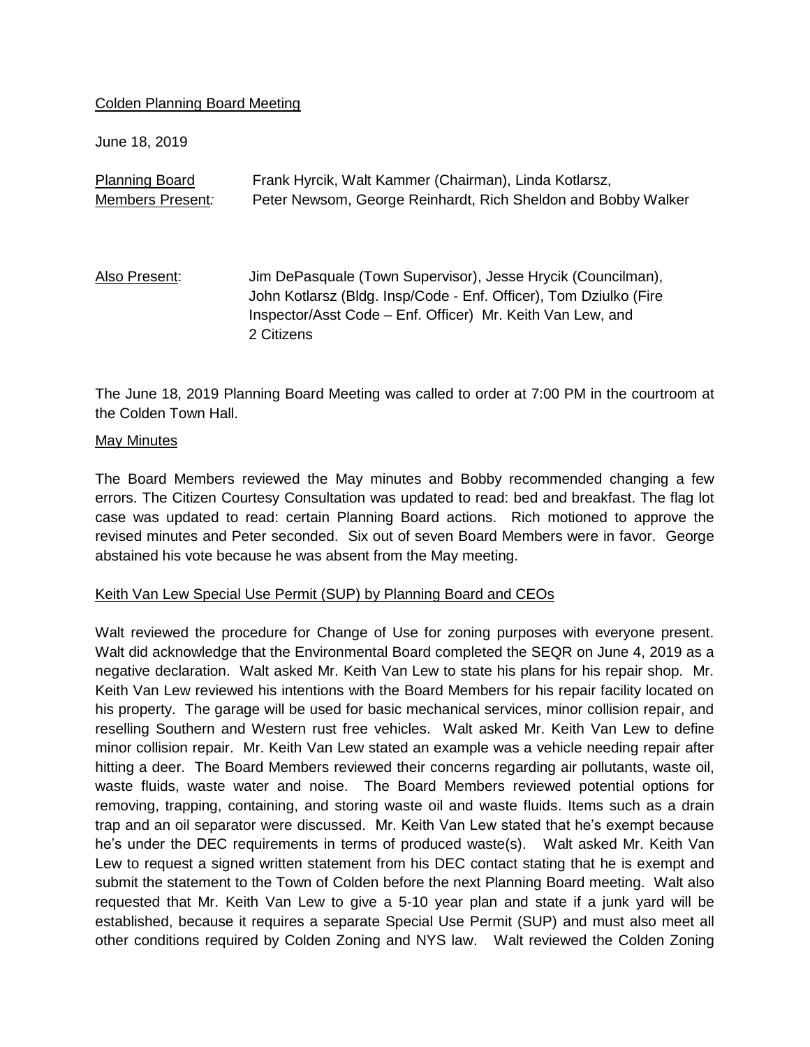Colden Planning Board Meeting

June 18, 2019

Planning Board Members Present: Frank Hyrcik, Walt Kammer (Chairman), Linda Kotlarsz, Peter Newsom, George Reinhardt, Rich Sheldon and Bobby Walker

Also Present: Jim DePasquale (Town Supervisor), Jesse Hrycik (Councilman), John Kotlarsz (Bldg. Insp/Code - Enf. Officer), Tom Dziulko (Fire Inspector/Asst Code – Enf. Officer) Mr. Keith Van Lew, and 2 Citizens

The June 18, 2019 Planning Board Meeting was called to order at 7:00 PM in the courtroom at the Colden Town Hall.

May Minutes

The Board Members reviewed the May minutes and Bobby recommended changing a few errors. The Citizen Courtesy Consultation was updated to read: bed and breakfast. The flag lot case was updated to read: certain Planning Board actions. Rich motioned to approve the revised minutes and Peter seconded. Six out of seven Board Members were in favor. George abstained his vote because he was absent from the May meeting.

Keith Van Lew Special Use Permit (SUP) by Planning Board and CEOs

Walt reviewed the procedure for Change of Use for zoning purposes with everyone present. Walt did acknowledge that the Environmental Board completed the SEQR on June 4, 2019 as a negative declaration. Walt asked Mr. Keith Van Lew to state his plans for his repair shop. Mr. Keith Van Lew reviewed his intentions with the Board Members for his repair facility located on his property. The garage will be used for basic mechanical services, minor collision repair, and reselling Southern and Western rust free vehicles. Walt asked Mr. Keith Van Lew to define minor collision repair. Mr. Keith Van Lew stated an example was a vehicle needing repair after hitting a deer. The Board Members reviewed their concerns regarding air pollutants, waste oil, waste fluids, waste water and noise. The Board Members reviewed potential options for removing, trapping, containing, and storing waste oil and waste fluids. Items such as a drain trap and an oil separator were discussed. Mr. Keith Van Lew stated that he's exempt because he's under the DEC requirements in terms of produced waste(s). Walt asked Mr. Keith Van Lew to request a signed written statement from his DEC contact stating that he is exempt and submit the statement to the Town of Colden before the next Planning Board meeting. Walt also requested that Mr. Keith Van Lew to give a 5-10 year plan and state if a junk yard will be established, because it requires a separate Special Use Permit (SUP) and must also meet all other conditions required by Colden Zoning and NYS law. Walt reviewed the Colden Zoning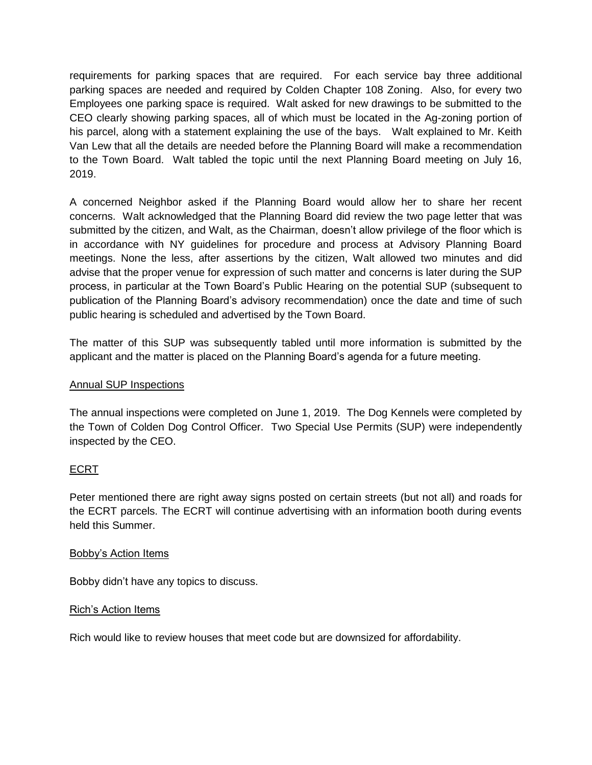requirements for parking spaces that are required. For each service bay three additional parking spaces are needed and required by Colden Chapter 108 Zoning. Also, for every two Employees one parking space is required. Walt asked for new drawings to be submitted to the CEO clearly showing parking spaces, all of which must be located in the Ag-zoning portion of his parcel, along with a statement explaining the use of the bays. Walt explained to Mr. Keith Van Lew that all the details are needed before the Planning Board will make a recommendation to the Town Board. Walt tabled the topic until the next Planning Board meeting on July 16, 2019.

A concerned Neighbor asked if the Planning Board would allow her to share her recent concerns. Walt acknowledged that the Planning Board did review the two page letter that was submitted by the citizen, and Walt, as the Chairman, doesn't allow privilege of the floor which is in accordance with NY guidelines for procedure and process at Advisory Planning Board meetings. None the less, after assertions by the citizen, Walt allowed two minutes and did advise that the proper venue for expression of such matter and concerns is later during the SUP process, in particular at the Town Board's Public Hearing on the potential SUP (subsequent to publication of the Planning Board's advisory recommendation) once the date and time of such public hearing is scheduled and advertised by the Town Board.

The matter of this SUP was subsequently tabled until more information is submitted by the applicant and the matter is placed on the Planning Board's agenda for a future meeting.

<u>Annual SUP Inspections</u>

The annual inspections were completed on June 1, 2019. The Dog Kennels were completed by the Town of Colden Dog Control Officer. Two Special Use Permits (SUP) were independently inspected by the CEO.

<u>ECRT</u>

Peter mentioned there are right away signs posted on certain streets (but not all) and roads for the ECRT parcels. The ECRT will continue advertising with an information booth during events held this Summer.

<u>Bobby's Action Items</u>

Bobby didn't have any topics to discuss.

<u>Rich's Action Items</u>

Rich would like to review houses that meet code but are downsized for affordability.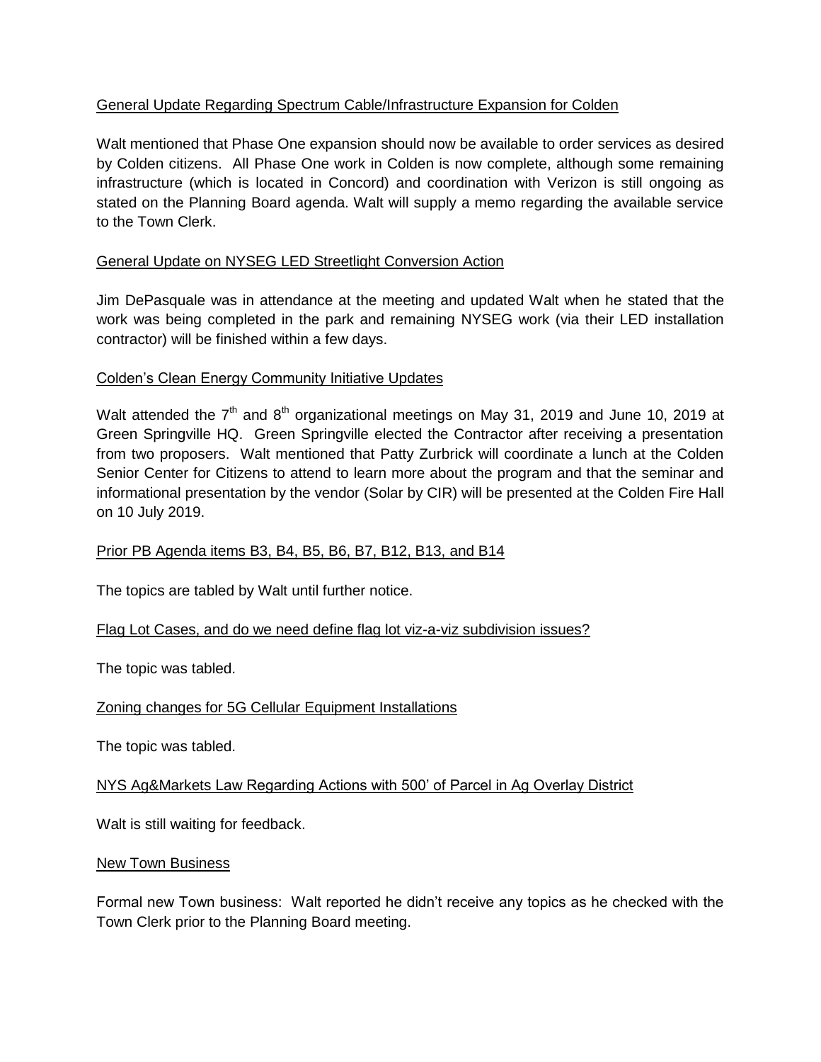<u>General Update Regarding Spectrum Cable/Infrastructure Expansion for Colden</u>

Walt mentioned that Phase One expansion should now be available to order services as desired by Colden citizens. All Phase One work in Colden is now complete, although some remaining infrastructure (which is located in Concord) and coordination with Verizon is still ongoing as stated on the Planning Board agenda. Walt will supply a memo regarding the available service to the Town Clerk.

<u>General Update on NYSEG LED Streetlight Conversion Action</u>

Jim DePasquale was in attendance at the meeting and updated Walt when he stated that the work was being completed in the park and remaining NYSEG work (via their LED installation contractor) will be finished within a few days.

<u>Colden's Clean Energy Community Initiative Updates</u>

Walt attended the 7th and 8th organizational meetings on May 31, 2019 and June 10, 2019 at Green Springville HQ. Green Springville elected the Contractor after receiving a presentation from two proposers. Walt mentioned that Patty Zurbrick will coordinate a lunch at the Colden Senior Center for Citizens to attend to learn more about the program and that the seminar and informational presentation by the vendor (Solar by CIR) will be presented at the Colden Fire Hall on 10 July 2019.

<u>Prior PB Agenda items B3, B4, B5, B6, B7, B12, B13, and B14</u>

The topics are tabled by Walt until further notice.

<u>Flag Lot Cases, and do we need define flag lot viz-a-viz subdivision issues?</u>

The topic was tabled.

<u>Zoning changes for 5G Cellular Equipment Installations</u>

The topic was tabled.

<u>NYS Ag&Markets Law Regarding Actions with 500' of Parcel in Ag Overlay District</u>

Walt is still waiting for feedback.

<u>New Town Business</u>

Formal new Town business: Walt reported he didn't receive any topics as he checked with the Town Clerk prior to the Planning Board meeting.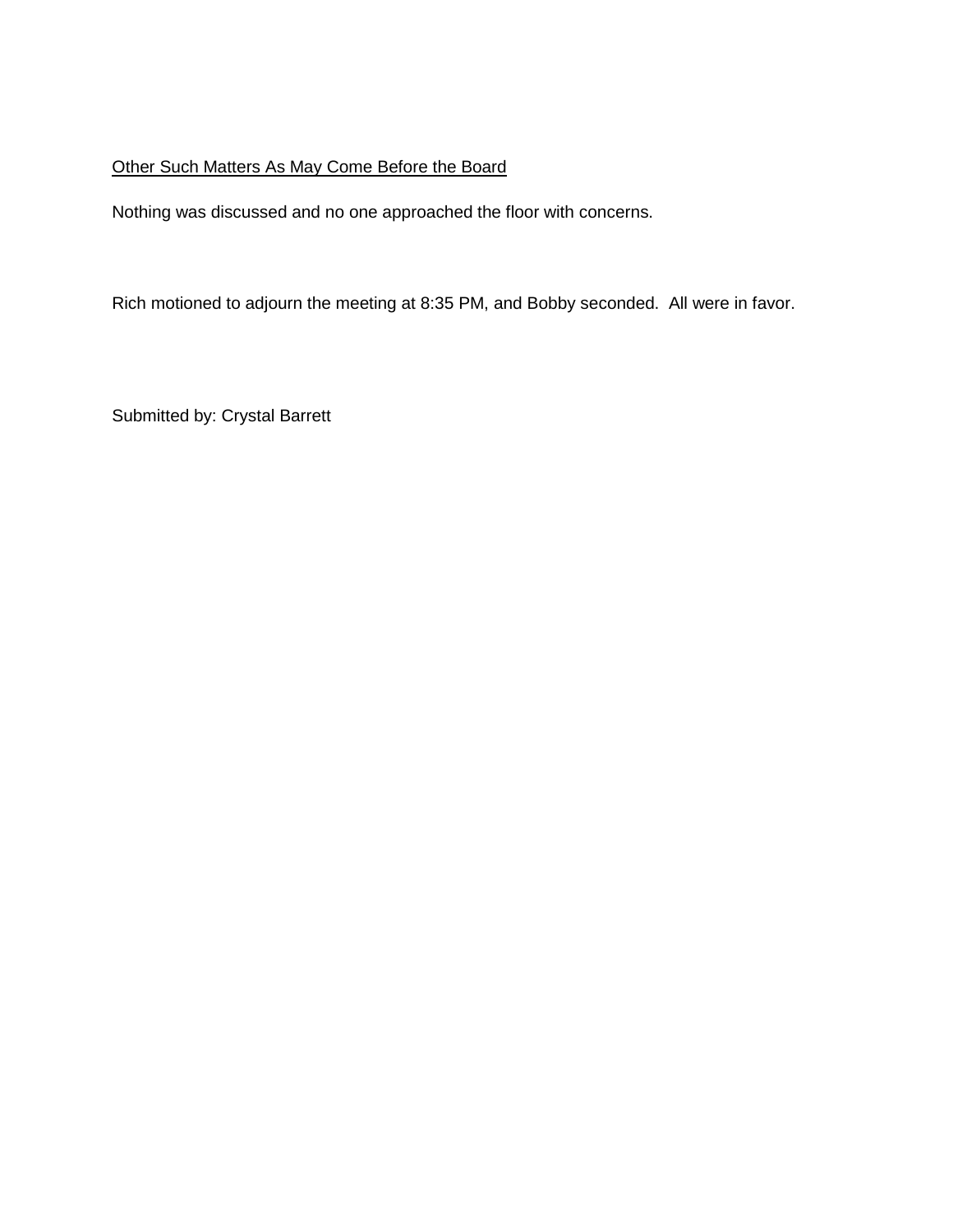<u>Other Such Matters As May Come Before the Board</u>

Nothing was discussed and no one approached the floor with concerns.

Rich motioned to adjourn the meeting at 8:35 PM, and Bobby seconded. All were in favor.

Submitted by: Crystal Barrett